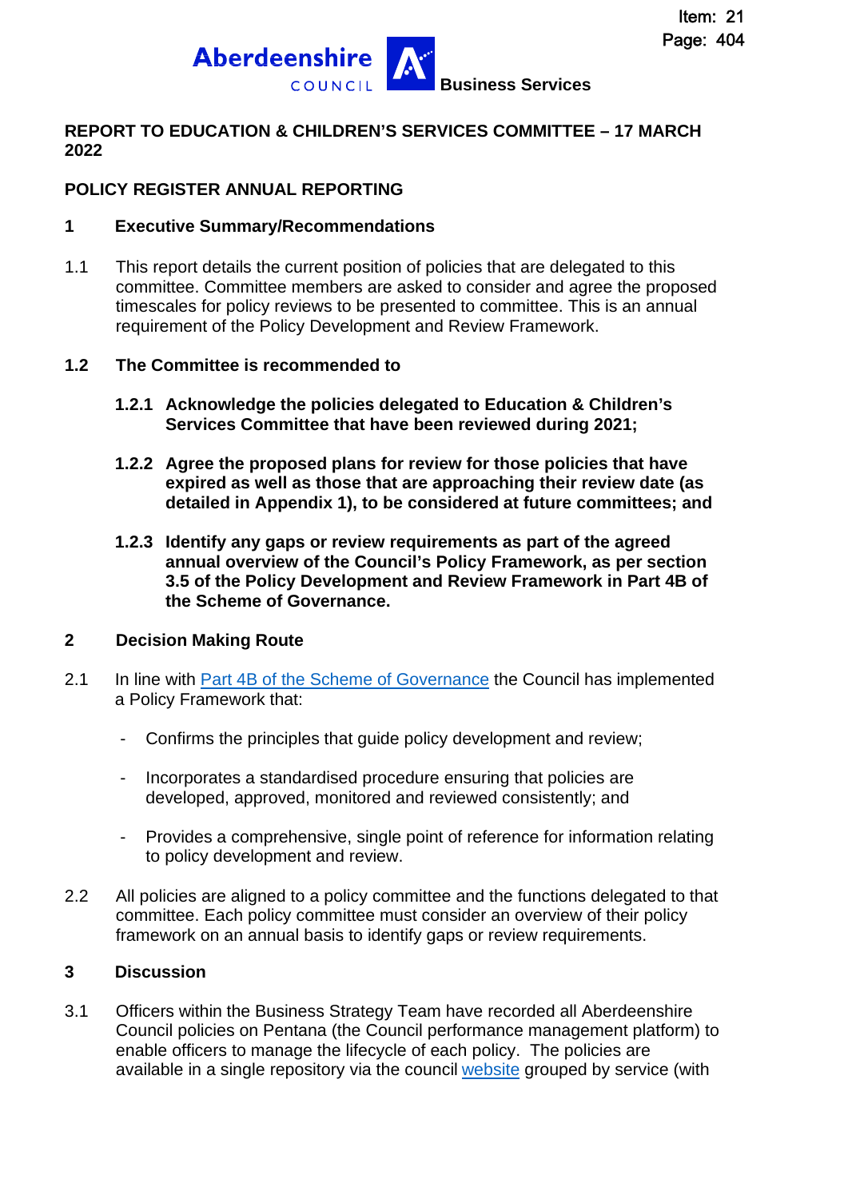Aberdeenshire COUNCIL **Business Services**

**REPORT TO EDUCATION & CHILDREN'S SERVICES COMMITTEE – 17 MARCH 2022**

**POLICY REGISTER ANNUAL REPORTING**

## 1 Executive Summary/Recommendations

1.1 This report details the current position of policies that are delegated to this committee. Committee members are asked to consider and agree the proposed timescales for policy reviews to be presented to committee. This is an annual requirement of the Policy Development and Review Framework.

**1.2 The Committee is recommended to**

**1.2.1 Acknowledge the policies delegated to Education & Children's Services Committee that have been reviewed during 2021;**

**1.2.2 Agree the proposed plans for review for those policies that have expired as well as those that are approaching their review date (as detailed in Appendix 1), to be considered at future committees; and**

**1.2.3 Identify any gaps or review requirements as part of the agreed annual overview of the Council's Policy Framework, as per section 3.5 of the Policy Development and Review Framework in Part 4B of the Scheme of Governance.**

## 2 Decision Making Route

2.1 In line with Part 4B of the Scheme of Governance the Council has implemented a Policy Framework that:

- Confirms the principles that guide policy development and review;
- Incorporates a standardised procedure ensuring that policies are developed, approved, monitored and reviewed consistently; and
- Provides a comprehensive, single point of reference for information relating to policy development and review.

2.2 All policies are aligned to a policy committee and the functions delegated to that committee. Each policy committee must consider an overview of their policy framework on an annual basis to identify gaps or review requirements.

## 3 Discussion

3.1 Officers within the Business Strategy Team have recorded all Aberdeenshire Council policies on Pentana (the Council performance management platform) to enable officers to manage the lifecycle of each policy. The policies are available in a single repository via the council website grouped by service (with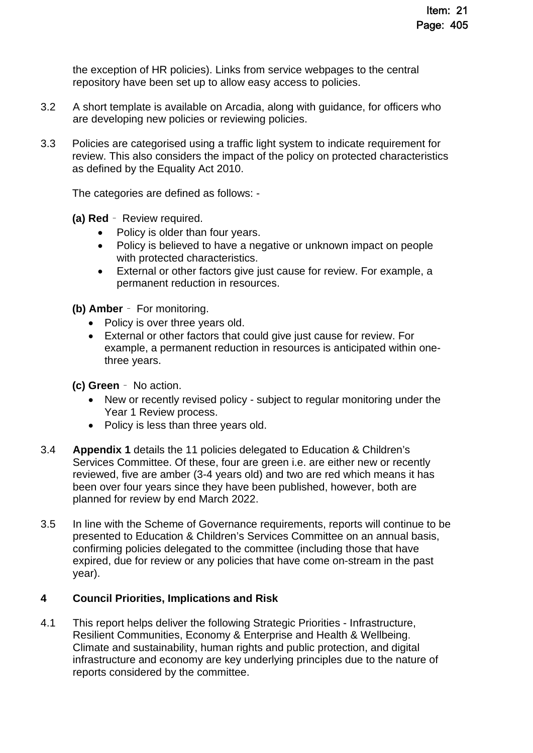the exception of HR policies). Links from service webpages to the central repository have been set up to allow easy access to policies.

3.2 A short template is available on Arcadia, along with guidance, for officers who are developing new policies or reviewing policies.

3.3 Policies are categorised using a traffic light system to indicate requirement for review. This also considers the impact of the policy on protected characteristics as defined by the Equality Act 2010.

The categories are defined as follows: -

**(a) Red** – Review required.

- Policy is older than four years.
- Policy is believed to have a negative or unknown impact on people with protected characteristics.
- External or other factors give just cause for review. For example, a permanent reduction in resources.

**(b) Amber** – For monitoring.

- Policy is over three years old.
- External or other factors that could give just cause for review. For example, a permanent reduction in resources is anticipated within one-three years.

**(c) Green** – No action.

- New or recently revised policy - subject to regular monitoring under the Year 1 Review process.
- Policy is less than three years old.

3.4 **Appendix 1** details the 11 policies delegated to Education & Children's Services Committee. Of these, four are green i.e. are either new or recently reviewed, five are amber (3-4 years old) and two are red which means it has been over four years since they have been published, however, both are planned for review by end March 2022.

3.5 In line with the Scheme of Governance requirements, reports will continue to be presented to Education & Children's Services Committee on an annual basis, confirming policies delegated to the committee (including those that have expired, due for review or any policies that have come on-stream in the past year).

## 4 Council Priorities, Implications and Risk

4.1 This report helps deliver the following Strategic Priorities - Infrastructure, Resilient Communities, Economy & Enterprise and Health & Wellbeing. Climate and sustainability, human rights and public protection, and digital infrastructure and economy are key underlying principles due to the nature of reports considered by the committee.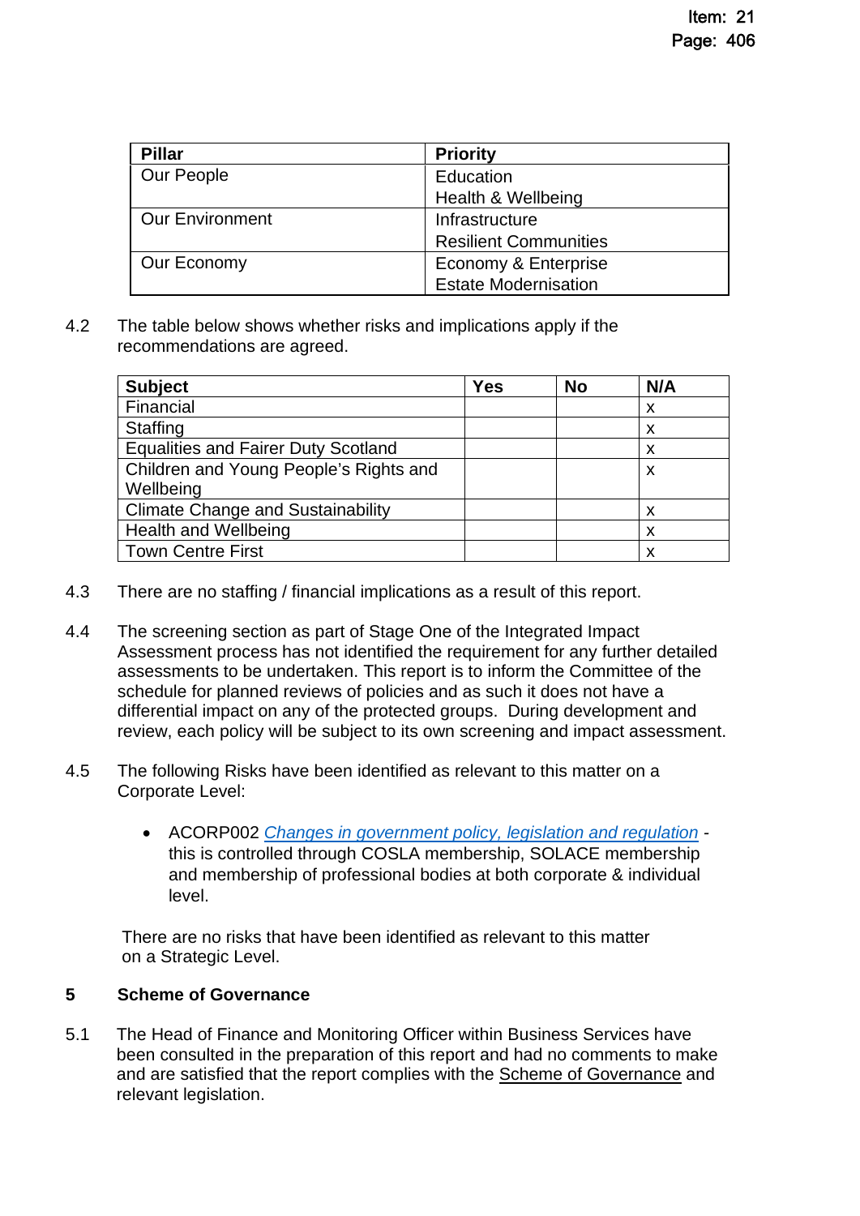| Pillar | Priority |
|---|---|
| Our People | Education<br>Health & Wellbeing |
| Our Environment | Infrastructure<br>Resilient Communities |
| Our Economy | Economy & Enterprise<br>Estate Modernisation |

4.2 The table below shows whether risks and implications apply if the recommendations are agreed.

| Subject | Yes | No | N/A |
|---|---|---|---|
| Financial | | | x |
| Staffing | | | x |
| Equalities and Fairer Duty Scotland | | | x |
| Children and Young People's Rights and Wellbeing | | | x |
| Climate Change and Sustainability | | | x |
| Health and Wellbeing | | | x |
| Town Centre First | | | x |

4.3 There are no staffing / financial implications as a result of this report.

4.4 The screening section as part of Stage One of the Integrated Impact Assessment process has not identified the requirement for any further detailed assessments to be undertaken. This report is to inform the Committee of the schedule for planned reviews of policies and as such it does not have a differential impact on any of the protected groups. During development and review, each policy will be subject to its own screening and impact assessment.

4.5 The following Risks have been identified as relevant to this matter on a Corporate Level:

- ACORP002 *Changes in government policy, legislation and regulation* - this is controlled through COSLA membership, SOLACE membership and membership of professional bodies at both corporate & individual level.

There are no risks that have been identified as relevant to this matter on a Strategic Level.

## 5 Scheme of Governance

5.1 The Head of Finance and Monitoring Officer within Business Services have been consulted in the preparation of this report and had no comments to make and are satisfied that the report complies with the Scheme of Governance and relevant legislation.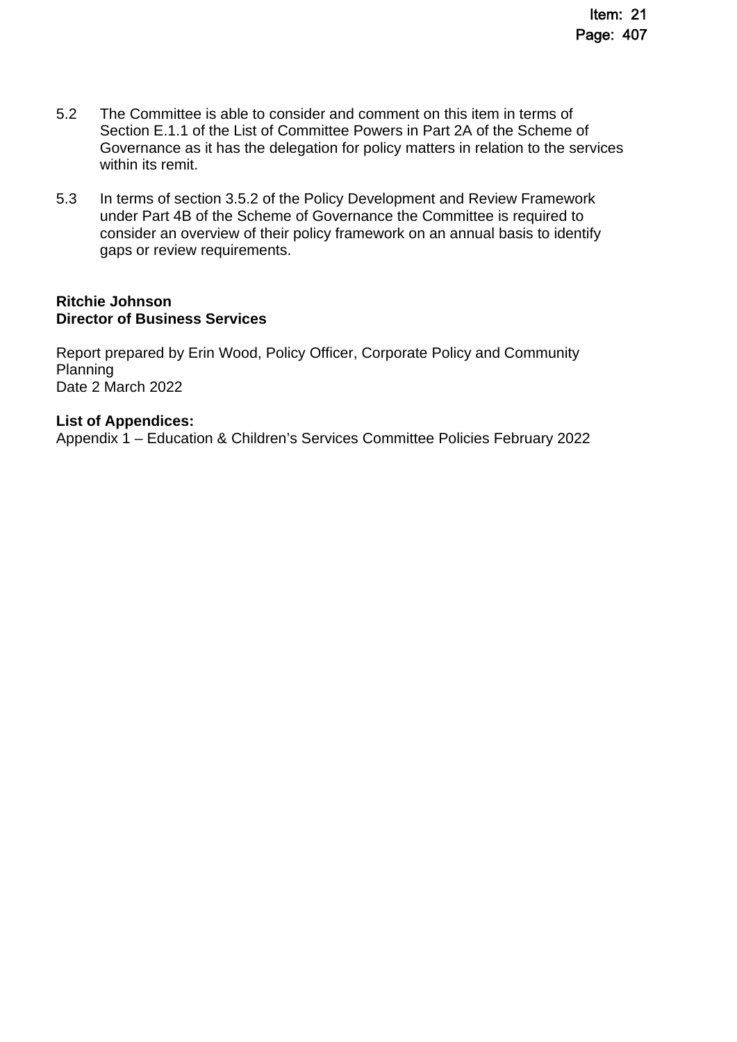5.2 The Committee is able to consider and comment on this item in terms of Section E.1.1 of the List of Committee Powers in Part 2A of the Scheme of Governance as it has the delegation for policy matters in relation to the services within its remit.

5.3 In terms of section 3.5.2 of the Policy Development and Review Framework under Part 4B of the Scheme of Governance the Committee is required to consider an overview of their policy framework on an annual basis to identify gaps or review requirements.

**Ritchie Johnson**
**Director of Business Services**

Report prepared by Erin Wood, Policy Officer, Corporate Policy and Community Planning
Date 2 March 2022

**List of Appendices:**
Appendix 1 – Education & Children's Services Committee Policies February 2022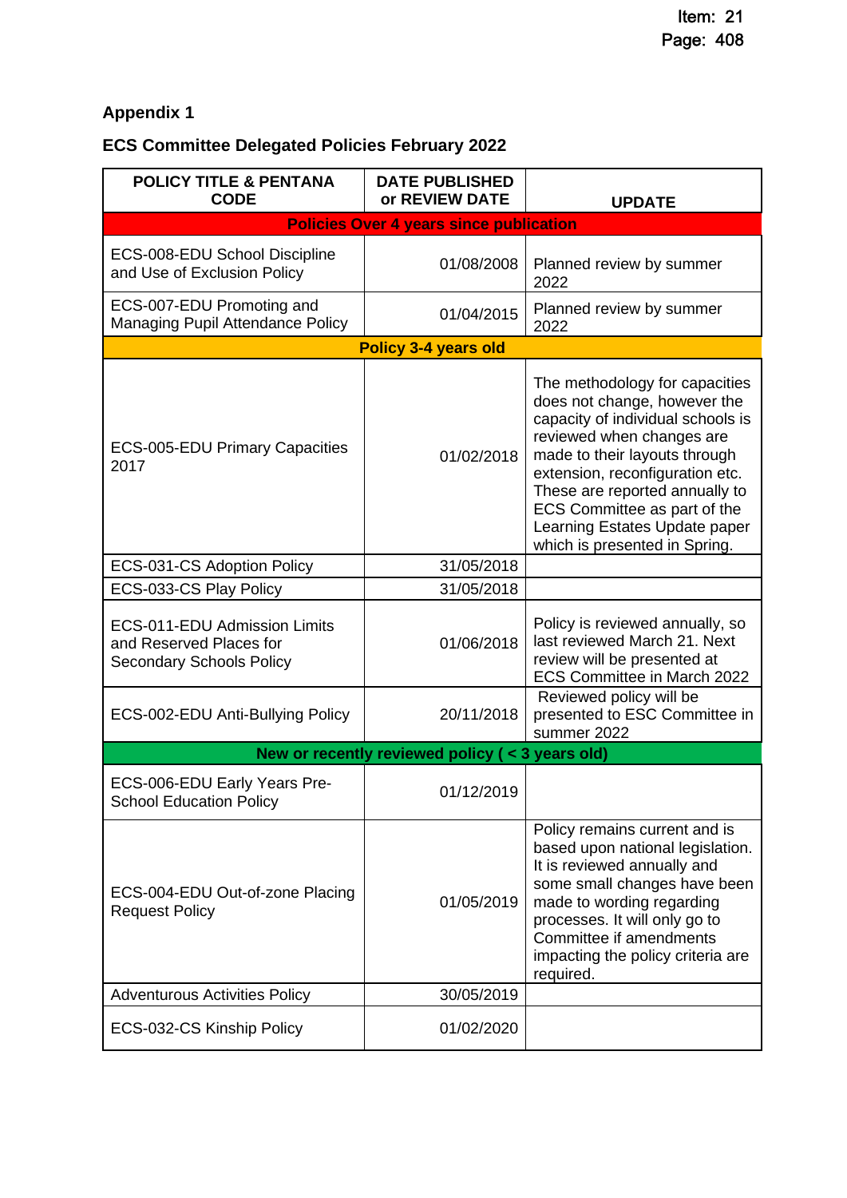## Appendix 1

## ECS Committee Delegated Policies February 2022

| POLICY TITLE & PENTANA CODE | DATE PUBLISHED or REVIEW DATE | UPDATE |
|---|---|---|
| **Policies Over 4 years since publication** | | |
| ECS-008-EDU School Discipline and Use of Exclusion Policy | 01/08/2008 | Planned review by summer 2022 |
| ECS-007-EDU Promoting and Managing Pupil Attendance Policy | 01/04/2015 | Planned review by summer 2022 |
| **Policy 3-4 years old** | | |
| ECS-005-EDU Primary Capacities 2017 | 01/02/2018 | The methodology for capacities does not change, however the capacity of individual schools is reviewed when changes are made to their layouts through extension, reconfiguration etc. These are reported annually to ECS Committee as part of the Learning Estates Update paper which is presented in Spring. |
| ECS-031-CS Adoption Policy | 31/05/2018 | |
| ECS-033-CS Play Policy | 31/05/2018 | |
| ECS-011-EDU Admission Limits and Reserved Places for Secondary Schools Policy | 01/06/2018 | Policy is reviewed annually, so last reviewed March 21. Next review will be presented at ECS Committee in March 2022 |
| ECS-002-EDU Anti-Bullying Policy | 20/11/2018 | Reviewed policy will be presented to ESC Committee in summer 2022 |
| **New or recently reviewed policy ( < 3 years old)** | | |
| ECS-006-EDU Early Years Pre-School Education Policy | 01/12/2019 | |
| ECS-004-EDU Out-of-zone Placing Request Policy | 01/05/2019 | Policy remains current and is based upon national legislation. It is reviewed annually and some small changes have been made to wording regarding processes. It will only go to Committee if amendments impacting the policy criteria are required. |
| Adventurous Activities Policy | 30/05/2019 | |
| ECS-032-CS Kinship Policy | 01/02/2020 | |